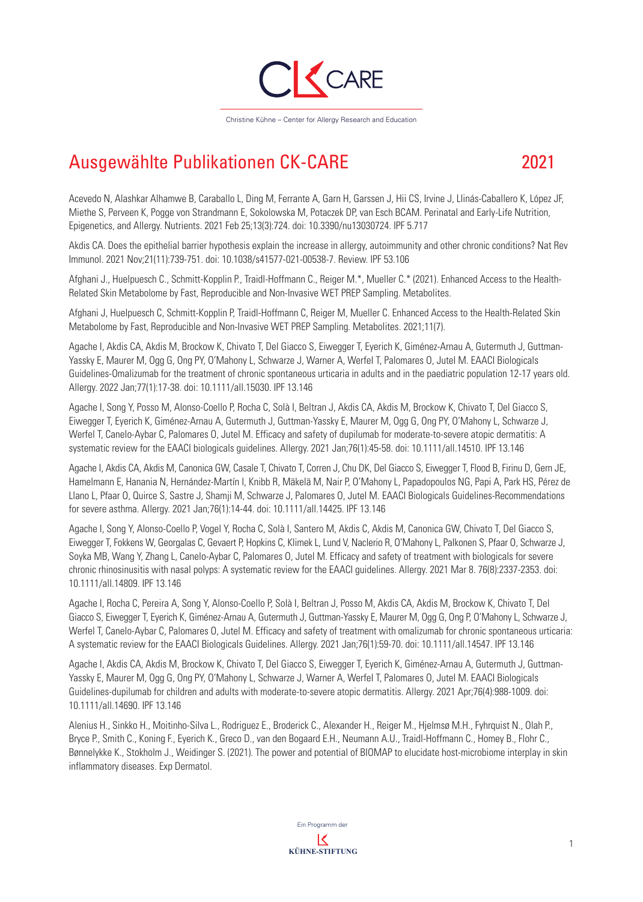CK CARE

Christine Kühne – Center for Allergy Research and Education

# Ausgewählte Publikationen CK-CARE 2021

Acevedo N, Alashkar Alhamwe B, Caraballo L, Ding M, Ferrante A, Garn H, Garssen J, Hii CS, Irvine J, Llinás-Caballero K, López JF, Miethe S, Perveen K, Pogge von Strandmann E, Sokolowska M, Potaczek DP, van Esch BCAM. Perinatal and Early-Life Nutrition, Epigenetics, and Allergy. Nutrients. 2021 Feb 25;13(3):724. doi: 10.3390/nu13030724. IPF 5.717

Akdis CA. Does the epithelial barrier hypothesis explain the increase in allergy, autoimmunity and other chronic conditions? Nat Rev Immunol. 2021 Nov;21(11):739-751. doi: 10.1038/s41577-021-00538-7. Review. IPF 53.106

Afghani J., Huelpuesch C., Schmitt-Kopplin P., Traidl-Hoffmann C., Reiger M.*, Mueller C.* (2021). Enhanced Access to the Health-Related Skin Metabolome by Fast, Reproducible and Non-Invasive WET PREP Sampling. Metabolites.

Afghani J, Huelpuesch C, Schmitt-Kopplin P, Traidl-Hoffmann C, Reiger M, Mueller C. Enhanced Access to the Health-Related Skin Metabolome by Fast, Reproducible and Non-Invasive WET PREP Sampling. Metabolites. 2021;11(7).

Agache I, Akdis CA, Akdis M, Brockow K, Chivato T, Del Giacco S, Eiwegger T, Eyerich K, Giménez-Arnau A, Gutermuth J, Guttman-Yassky E, Maurer M, Ogg G, Ong PY, O'Mahony L, Schwarze J, Warner A, Werfel T, Palomares O, Jutel M. EAACI Biologicals Guidelines-Omalizumab for the treatment of chronic spontaneous urticaria in adults and in the paediatric population 12-17 years old. Allergy. 2022 Jan;77(1):17-38. doi: 10.1111/all.15030. IPF 13.146

Agache I, Song Y, Posso M, Alonso-Coello P, Rocha C, Solà I, Beltran J, Akdis CA, Akdis M, Brockow K, Chivato T, Del Giacco S, Eiwegger T, Eyerich K, Giménez-Arnau A, Gutermuth J, Guttman-Yassky E, Maurer M, Ogg G, Ong PY, O'Mahony L, Schwarze J, Werfel T, Canelo-Aybar C, Palomares O, Jutel M. Efficacy and safety of dupilumab for moderate-to-severe atopic dermatitis: A systematic review for the EAACI biologicals guidelines. Allergy. 2021 Jan;76(1):45-58. doi: 10.1111/all.14510. IPF 13.146

Agache I, Akdis CA, Akdis M, Canonica GW, Casale T, Chivato T, Corren J, Chu DK, Del Giacco S, Eiwegger T, Flood B, Firinu D, Gern JE, Hamelmann E, Hanania N, Hernández-Martín I, Knibb R, Mäkelä M, Nair P, O'Mahony L, Papadopoulos NG, Papi A, Park HS, Pérez de Llano L, Pfaar O, Quirce S, Sastre J, Shamji M, Schwarze J, Palomares O, Jutel M. EAACI Biologicals Guidelines-Recommendations for severe asthma. Allergy. 2021 Jan;76(1):14-44. doi: 10.1111/all.14425. IPF 13.146

Agache I, Song Y, Alonso-Coello P, Vogel Y, Rocha C, Solà I, Santero M, Akdis C, Akdis M, Canonica GW, Chivato T, Del Giacco S, Eiwegger T, Fokkens W, Georgalas C, Gevaert P, Hopkins C, Klimek L, Lund V, Naclerio R, O'Mahony L, Palkonen S, Pfaar O, Schwarze J, Soyka MB, Wang Y, Zhang L, Canelo-Aybar C, Palomares O, Jutel M. Efficacy and safety of treatment with biologicals for severe chronic rhinosinusitis with nasal polyps: A systematic review for the EAACI guidelines. Allergy. 2021 Mar 8. 76(8):2337-2353. doi: 10.1111/all.14809. IPF 13.146

Agache I, Rocha C, Pereira A, Song Y, Alonso-Coello P, Solà I, Beltran J, Posso M, Akdis CA, Akdis M, Brockow K, Chivato T, Del Giacco S, Eiwegger T, Eyerich K, Giménez-Arnau A, Gutermuth J, Guttman-Yassky E, Maurer M, Ogg G, Ong P, O'Mahony L, Schwarze J, Werfel T, Canelo-Aybar C, Palomares O, Jutel M. Efficacy and safety of treatment with omalizumab for chronic spontaneous urticaria: A systematic review for the EAACI Biologicals Guidelines. Allergy. 2021 Jan;76(1):59-70. doi: 10.1111/all.14547. IPF 13.146

Agache I, Akdis CA, Akdis M, Brockow K, Chivato T, Del Giacco S, Eiwegger T, Eyerich K, Giménez-Arnau A, Gutermuth J, Guttman-Yassky E, Maurer M, Ogg G, Ong PY, O'Mahony L, Schwarze J, Warner A, Werfel T, Palomares O, Jutel M. EAACI Biologicals Guidelines-dupilumab for children and adults with moderate-to-severe atopic dermatitis. Allergy. 2021 Apr;76(4):988-1009. doi: 10.1111/all.14690. IPF 13.146

Alenius H., Sinkko H., Moitinho-Silva L., Rodriguez E., Broderick C., Alexander H., Reiger M., Hjelmsø M.H., Fyhrquist N., Olah P., Bryce P., Smith C., Koning F., Eyerich K., Greco D., van den Bogaard E.H., Neumann A.U., Traidl-Hoffmann C., Homey B., Flohr C., Bønnelykke K., Stokholm J., Weidinger S. (2021). The power and potential of BIOMAP to elucidate host-microbiome interplay in skin inflammatory diseases. Exp Dermatol.

Ein Programm der KÜHNE-STIFTUNG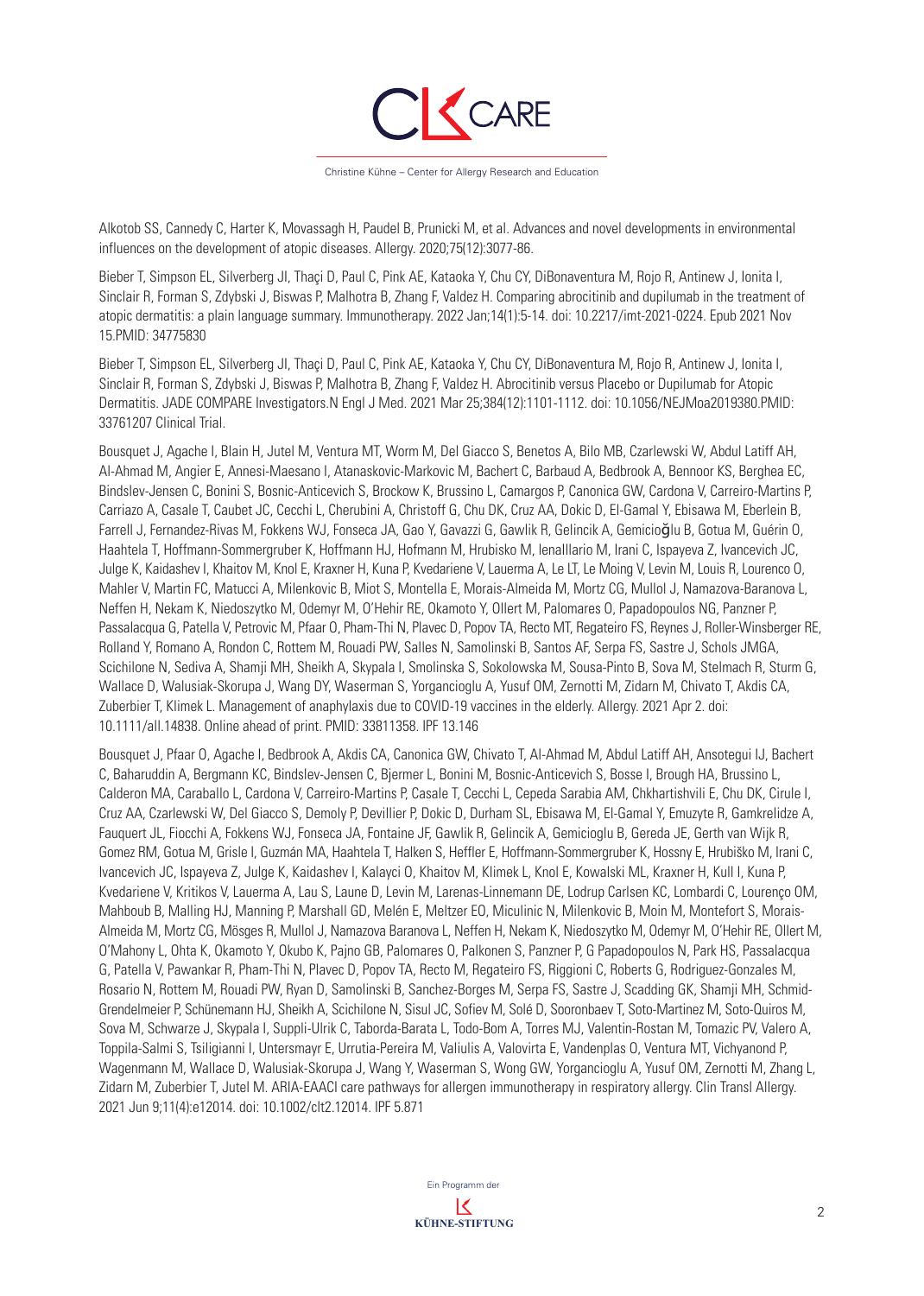Alkotob SS, Cannedy C, Harter K, Movassagh H, Paudel B, Prunicki M, et al. Advances and novel developments in environmental influences on the development of atopic diseases. Allergy. 2020;75(12):3077-86.

Bieber T, Simpson EL, Silverberg JI, Thaçi D, Paul C, Pink AE, Kataoka Y, Chu CY, DiBonaventura M, Rojo R, Antinew J, Ionita I, Sinclair R, Forman S, Zdybski J, Biswas P, Malhotra B, Zhang F, Valdez H. Comparing abrocitinib and dupilumab in the treatment of atopic dermatitis: a plain language summary. Immunotherapy. 2022 Jan;14(1):5-14. doi: 10.2217/imt-2021-0224. Epub 2021 Nov 15.PMID: 34775830

Bieber T, Simpson EL, Silverberg JI, Thaçi D, Paul C, Pink AE, Kataoka Y, Chu CY, DiBonaventura M, Rojo R, Antinew J, Ionita I, Sinclair R, Forman S, Zdybski J, Biswas P, Malhotra B, Zhang F, Valdez H. Abrocitinib versus Placebo or Dupilumab for Atopic Dermatitis. JADE COMPARE Investigators.N Engl J Med. 2021 Mar 25;384(12):1101-1112. doi: 10.1056/NEJMoa2019380.PMID: 33761207 Clinical Trial.

Bousquet J, Agache I, Blain H, Jutel M, Ventura MT, Worm M, Del Giacco S, Benetos A, Bilo MB, Czarlewski W, Abdul Latiff AH, Al-Ahmad M, Angier E, Annesi-Maesano I, Atanaskovic-Markovic M, Bachert C, Barbaud A, Bedbrook A, Bennoor KS, Berghea EC, Bindslev-Jensen C, Bonini S, Bosnic-Anticevich S, Brockow K, Brussino L, Camargos P, Canonica GW, Cardona V, Carreiro-Martins P, Carriazo A, Casale T, Caubet JC, Cecchi L, Cherubini A, Christoff G, Chu DK, Cruz AA, Dokic D, El-Gamal Y, Ebisawa M, Eberlein B, Farrell J, Fernandez-Rivas M, Fokkens WJ, Fonseca JA, Gao Y, Gavazzi G, Gawlik R, Gelincik A, Gemicioğlu B, Gotua M, Guérin O, Haahtela T, Hoffmann-Sommergruber K, Hoffmann HJ, Hofmann M, Hrubisko M, Ienallario M, Irani C, Ispayeva Z, Ivancevich JC, Julge K, Kaidashev I, Khaitov M, Knol E, Kraxner H, Kuna P, Kvedariene V, Lauerma A, Le LT, Le Moing V, Levin M, Louis R, Lourenco O, Mahler V, Martin FC, Matucci A, Milenkovic B, Miot S, Montella E, Morais-Almeida M, Mortz CG, Mullol J, Namazova-Baranova L, Neffen H, Nekam K, Niedoszytko M, Odemyr M, O'Hehir RE, Okamoto Y, Ollert M, Palomares O, Papadopoulos NG, Panzner P, Passalacqua G, Patella V, Petrovic M, Pfaar O, Pham-Thi N, Plavec D, Popov TA, Recto MT, Regateiro FS, Reynes J, Roller-Winsberger RE, Rolland Y, Romano A, Rondon C, Rottem M, Rouadi PW, Salles N, Samolinski B, Santos AF, Serpa FS, Sastre J, Schols JMGA, Scichilone N, Sediva A, Shamji MH, Sheikh A, Skypala I, Smolinska S, Sokolowska M, Sousa-Pinto B, Sova M, Stelmach R, Sturm G, Wallace D, Walusiak-Skorupa J, Wang DY, Waserman S, Yorgancioglu A, Yusuf OM, Zernotti M, Zidarn M, Chivato T, Akdis CA, Zuberbier T, Klimek L. Management of anaphylaxis due to COVID-19 vaccines in the elderly. Allergy. 2021 Apr 2. doi: 10.1111/all.14838. Online ahead of print. PMID: 33811358. IPF 13.146

Bousquet J, Pfaar O, Agache I, Bedbrook A, Akdis CA, Canonica GW, Chivato T, Al-Ahmad M, Abdul Latiff AH, Ansotegui IJ, Bachert C, Baharuddin A, Bergmann KC, Bindslev-Jensen C, Bjermer L, Bonini M, Bosnic-Anticevich S, Bosse I, Brough HA, Brussino L, Calderon MA, Caraballo L, Cardona V, Carreiro-Martins P, Casale T, Cecchi L, Cepeda Sarabia AM, Chkhartishvili E, Chu DK, Cirule I, Cruz AA, Czarlewski W, Del Giacco S, Demoly P, Devillier P, Dokic D, Durham SL, Ebisawa M, El-Gamal Y, Emuzyte R, Gamkrelidze A, Fauquert JL, Fiocchi A, Fokkens WJ, Fonseca JA, Fontaine JF, Gawlik R, Gelincik A, Gemicioglu B, Gereda JE, Gerth van Wijk R, Gomez RM, Gotua M, Grisle I, Guzmán MA, Haahtela T, Halken S, Heffler E, Hoffmann-Sommergruber K, Hossny E, Hrubiško M, Irani C, Ivancevich JC, Ispayeva Z, Julge K, Kaidashev I, Kalayci O, Khaitov M, Klimek L, Knol E, Kowalski ML, Kraxner H, Kull I, Kuna P, Kvedariene V, Kritikos V, Lauerma A, Lau S, Laune D, Levin M, Larenas-Linnemann DE, Lodrup Carlsen KC, Lombardi C, Lourenço OM, Mahboub B, Malling HJ, Manning P, Marshall GD, Melén E, Meltzer EO, Miculinic N, Milenkovic B, Moin M, Montefort S, Morais-Almeida M, Mortz CG, Mösges R, Mullol J, Namazova Baranova L, Neffen H, Nekam K, Niedoszytko M, Odemyr M, O'Hehir RE, Ollert M, O'Mahony L, Ohta K, Okamoto Y, Okubo K, Pajno GB, Palomares O, Palkonen S, Panzner P, G Papadopoulos N, Park HS, Passalacqua G, Patella V, Pawankar R, Pham-Thi N, Plavec D, Popov TA, Recto M, Regateiro FS, Riggioni C, Roberts G, Rodriguez-Gonzales M, Rosario N, Rottem M, Rouadi PW, Ryan D, Samolinski B, Sanchez-Borges M, Serpa FS, Sastre J, Scadding GK, Shamji MH, Schmid-Grendelmeier P, Schünemann HJ, Sheikh A, Scichilone N, Sisul JC, Sofiev M, Solé D, Sooronbaev T, Soto-Martinez M, Soto-Quiros M, Sova M, Schwarze J, Skypala I, Suppli-Ulrik C, Taborda-Barata L, Todo-Bom A, Torres MJ, Valentin-Rostan M, Tomazic PV, Valero A, Toppila-Salmi S, Tsiligianni I, Untersmayr E, Urrutia-Pereira M, Valiulis A, Valovirta E, Vandenplas O, Ventura MT, Vichyanond P, Wagenmann M, Wallace D, Walusiak-Skorupa J, Wang Y, Waserman S, Wong GW, Yorgancioglu A, Yusuf OM, Zernotti M, Zhang L, Zidarn M, Zuberbier T, Jutel M. ARIA-EAACI care pathways for allergen immunotherapy in respiratory allergy. Clin Transl Allergy. 2021 Jun 9;11(4):e12014. doi: 10.1002/clt2.12014. IPF 5.871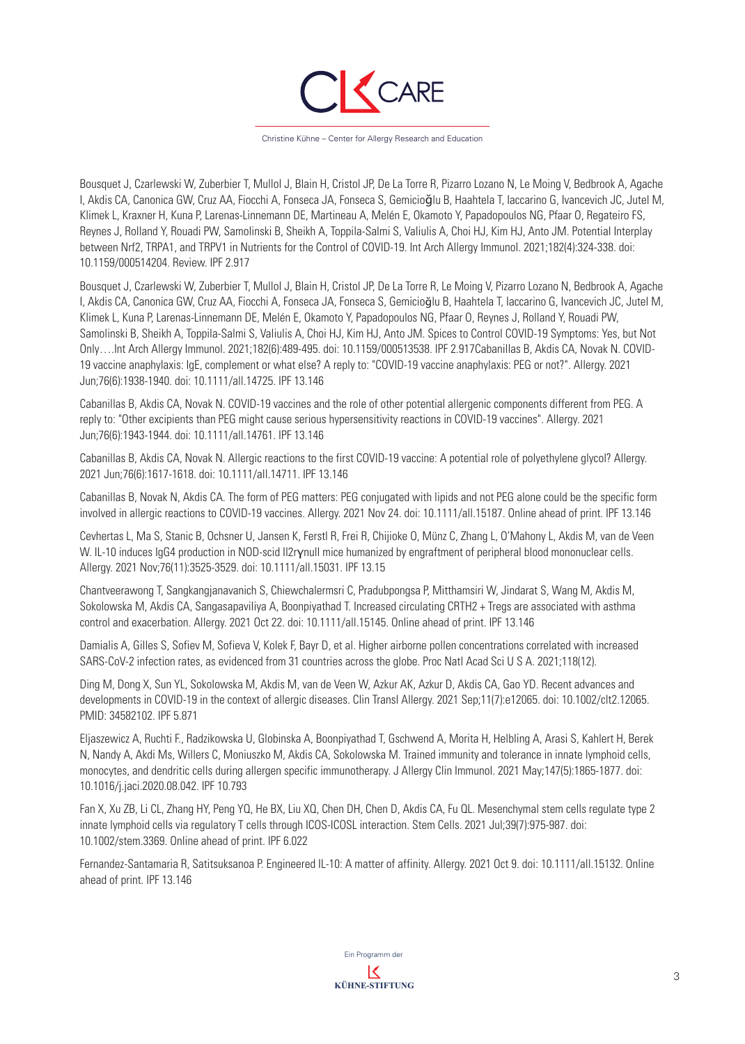Bousquet J, Czarlewski W, Zuberbier T, Mullol J, Blain H, Cristol JP, De La Torre R, Pizarro Lozano N, Le Moing V, Bedbrook A, Agache I, Akdis CA, Canonica GW, Cruz AA, Fiocchi A, Fonseca JA, Fonseca S, Gemicioğlu B, Haahtela T, Iaccarino G, Ivancevich JC, Jutel M, Klimek L, Kraxner H, Kuna P, Larenas-Linnemann DE, Martineau A, Melén E, Okamoto Y, Papadopoulos NG, Pfaar O, Regateiro FS, Reynes J, Rolland Y, Rouadi PW, Samolinski B, Sheikh A, Toppila-Salmi S, Valiulis A, Choi HJ, Kim HJ, Anto JM. Potential Interplay between Nrf2, TRPA1, and TRPV1 in Nutrients for the Control of COVID-19. Int Arch Allergy Immunol. 2021;182(4):324-338. doi: 10.1159/000514204. Review. IPF 2.917

Bousquet J, Czarlewski W, Zuberbier T, Mullol J, Blain H, Cristol JP, De La Torre R, Le Moing V, Pizarro Lozano N, Bedbrook A, Agache I, Akdis CA, Canonica GW, Cruz AA, Fiocchi A, Fonseca JA, Fonseca S, Gemicioğlu B, Haahtela T, Iaccarino G, Ivancevich JC, Jutel M, Klimek L, Kuna P, Larenas-Linnemann DE, Melén E, Okamoto Y, Papadopoulos NG, Pfaar O, Reynes J, Rolland Y, Rouadi PW, Samolinski B, Sheikh A, Toppila-Salmi S, Valiulis A, Choi HJ, Kim HJ, Anto JM. Spices to Control COVID-19 Symptoms: Yes, but Not Only….Int Arch Allergy Immunol. 2021;182(6):489-495. doi: 10.1159/000513538. IPF 2.917Cabanillas B, Akdis CA, Novak N. COVID-19 vaccine anaphylaxis: IgE, complement or what else? A reply to: "COVID-19 vaccine anaphylaxis: PEG or not?". Allergy. 2021 Jun;76(6):1938-1940. doi: 10.1111/all.14725. IPF 13.146

Cabanillas B, Akdis CA, Novak N. COVID-19 vaccines and the role of other potential allergenic components different from PEG. A reply to: "Other excipients than PEG might cause serious hypersensitivity reactions in COVID-19 vaccines". Allergy. 2021 Jun;76(6):1943-1944. doi: 10.1111/all.14761. IPF 13.146

Cabanillas B, Akdis CA, Novak N. Allergic reactions to the first COVID-19 vaccine: A potential role of polyethylene glycol? Allergy. 2021 Jun;76(6):1617-1618. doi: 10.1111/all.14711. IPF 13.146

Cabanillas B, Novak N, Akdis CA. The form of PEG matters: PEG conjugated with lipids and not PEG alone could be the specific form involved in allergic reactions to COVID-19 vaccines. Allergy. 2021 Nov 24. doi: 10.1111/all.15187. Online ahead of print. IPF 13.146

Cevhertas L, Ma S, Stanic B, Ochsner U, Jansen K, Ferstl R, Frei R, Chijioke O, Münz C, Zhang L, O'Mahony L, Akdis M, van de Veen W. IL-10 induces IgG4 production in NOD-scid Il2rγnull mice humanized by engraftment of peripheral blood mononuclear cells. Allergy. 2021 Nov;76(11):3525-3529. doi: 10.1111/all.15031. IPF 13.15

Chantveerawong T, Sangkangjanavanich S, Chiewchalermsri C, Pradubpongsa P, Mitthamsiri W, Jindarat S, Wang M, Akdis M, Sokolowska M, Akdis CA, Sangasapaviliya A, Boonpiyathad T. Increased circulating CRTH2 + Tregs are associated with asthma control and exacerbation. Allergy. 2021 Oct 22. doi: 10.1111/all.15145. Online ahead of print. IPF 13.146

Damialis A, Gilles S, Sofiev M, Sofieva V, Kolek F, Bayr D, et al. Higher airborne pollen concentrations correlated with increased SARS-CoV-2 infection rates, as evidenced from 31 countries across the globe. Proc Natl Acad Sci U S A. 2021;118(12).

Ding M, Dong X, Sun YL, Sokolowska M, Akdis M, van de Veen W, Azkur AK, Azkur D, Akdis CA, Gao YD. Recent advances and developments in COVID-19 in the context of allergic diseases. Clin Transl Allergy. 2021 Sep;11(7):e12065. doi: 10.1002/clt2.12065. PMID: 34582102. IPF 5.871

Eljaszewicz A, Ruchti F., Radzikowska U, Globinska A, Boonpiyathad T, Gschwend A, Morita H, Helbling A, Arasi S, Kahlert H, Berek N, Nandy A, Akdi Ms, Willers C, Moniuszko M, Akdis CA, Sokolowska M. Trained immunity and tolerance in innate lymphoid cells, monocytes, and dendritic cells during allergen specific immunotherapy. J Allergy Clin Immunol. 2021 May;147(5):1865-1877. doi: 10.1016/j.jaci.2020.08.042. IPF 10.793

Fan X, Xu ZB, Li CL, Zhang HY, Peng YQ, He BX, Liu XQ, Chen DH, Chen D, Akdis CA, Fu QL. Mesenchymal stem cells regulate type 2 innate lymphoid cells via regulatory T cells through ICOS-ICOSL interaction. Stem Cells. 2021 Jul;39(7):975-987. doi: 10.1002/stem.3369. Online ahead of print. IPF 6.022

Fernandez-Santamaria R, Satitsuksanoa P. Engineered IL-10: A matter of affinity. Allergy. 2021 Oct 9. doi: 10.1111/all.15132. Online ahead of print. IPF 13.146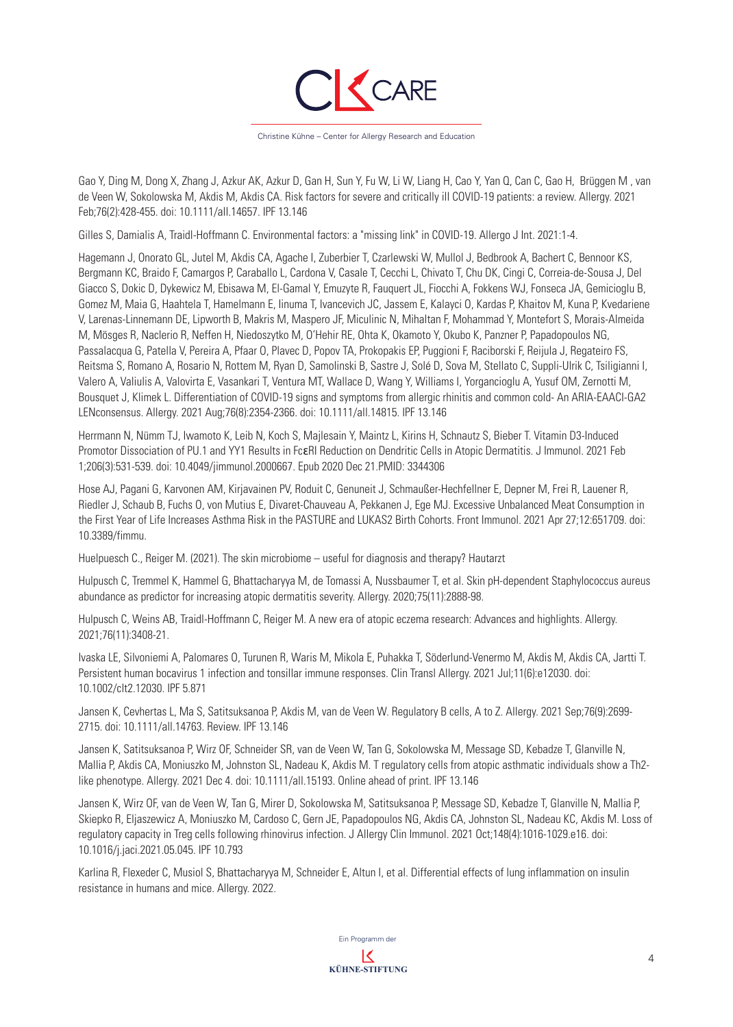Gao Y, Ding M, Dong X, Zhang J, Azkur AK, Azkur D, Gan H, Sun Y, Fu W, Li W, Liang H, Cao Y, Yan Q, Can C, Gao H, Brüggen M , van de Veen W, Sokolowska M, Akdis M, Akdis CA. Risk factors for severe and critically ill COVID-19 patients: a review. Allergy. 2021 Feb;76(2):428-455. doi: 10.1111/all.14657. IPF 13.146

Gilles S, Damialis A, Traidl-Hoffmann C. Environmental factors: a "missing link" in COVID-19. Allergo J Int. 2021:1-4.

Hagemann J, Onorato GL, Jutel M, Akdis CA, Agache I, Zuberbier T, Czarlewski W, Mullol J, Bedbrook A, Bachert C, Bennoor KS, Bergmann KC, Braido F, Camargos P, Caraballo L, Cardona V, Casale T, Cecchi L, Chivato T, Chu DK, Cingi C, Correia-de-Sousa J, Del Giacco S, Dokic D, Dykewicz M, Ebisawa M, El-Gamal Y, Emuzyte R, Fauquert JL, Fiocchi A, Fokkens WJ, Fonseca JA, Gemicioglu B, Gomez M, Maia G, Haahtela T, Hamelmann E, Iinuma T, Ivancevich JC, Jassem E, Kalayci O, Kardas P, Khaitov M, Kuna P, Kvedariene V, Larenas-Linnemann DE, Lipworth B, Makris M, Maspero JF, Miculinic N, Mihaltan F, Mohammad Y, Montefort S, Morais-Almeida M, Mösges R, Naclerio R, Neffen H, Niedoszytko M, O'Hehir RE, Ohta K, Okamoto Y, Okubo K, Panzner P, Papadopoulos NG, Passalacqua G, Patella V, Pereira A, Pfaar O, Plavec D, Popov TA, Prokopakis EP, Puggioni F, Raciborski F, Reijula J, Regateiro FS, Reitsma S, Romano A, Rosario N, Rottem M, Ryan D, Samolinski B, Sastre J, Solé D, Sova M, Stellato C, Suppli-Ulrik C, Tsiligianni I, Valero A, Valiulis A, Valovirta E, Vasankari T, Ventura MT, Wallace D, Wang Y, Williams I, Yorgancioglu A, Yusuf OM, Zernotti M, Bousquet J, Klimek L. Differentiation of COVID-19 signs and symptoms from allergic rhinitis and common cold- An ARIA-EAACI-GA2 LENconsensus. Allergy. 2021 Aug;76(8):2354-2366. doi: 10.1111/all.14815. IPF 13.146

Herrmann N, Nümm TJ, Iwamoto K, Leib N, Koch S, Majlesain Y, Maintz L, Kirins H, Schnautz S, Bieber T. Vitamin D3-Induced Promotor Dissociation of PU.1 and YY1 Results in FcεRI Reduction on Dendritic Cells in Atopic Dermatitis. J Immunol. 2021 Feb 1;206(3):531-539. doi: 10.4049/jimmunol.2000667. Epub 2020 Dec 21.PMID: 3344306

Hose AJ, Pagani G, Karvonen AM, Kirjavainen PV, Roduit C, Genuneit J, Schmaußer-Hechfellner E, Depner M, Frei R, Lauener R, Riedler J, Schaub B, Fuchs O, von Mutius E, Divaret-Chauveau A, Pekkanen J, Ege MJ. Excessive Unbalanced Meat Consumption in the First Year of Life Increases Asthma Risk in the PASTURE and LUKAS2 Birth Cohorts. Front Immunol. 2021 Apr 27;12:651709. doi: 10.3389/fimmu.

Huelpuesch C., Reiger M. (2021). The skin microbiome – useful for diagnosis and therapy? Hautarzt

Hulpusch C, Tremmel K, Hammel G, Bhattacharyya M, de Tomassi A, Nussbaumer T, et al. Skin pH-dependent Staphylococcus aureus abundance as predictor for increasing atopic dermatitis severity. Allergy. 2020;75(11):2888-98.

Hulpusch C, Weins AB, Traidl-Hoffmann C, Reiger M. A new era of atopic eczema research: Advances and highlights. Allergy. 2021;76(11):3408-21.

Ivaska LE, Silvoniemi A, Palomares O, Turunen R, Waris M, Mikola E, Puhakka T, Söderlund-Venermo M, Akdis M, Akdis CA, Jartti T. Persistent human bocavirus 1 infection and tonsillar immune responses. Clin Transl Allergy. 2021 Jul;11(6):e12030. doi: 10.1002/clt2.12030. IPF 5.871

Jansen K, Cevhertas L, Ma S, Satitsuksanoa P, Akdis M, van de Veen W. Regulatory B cells, A to Z. Allergy. 2021 Sep;76(9):2699-2715. doi: 10.1111/all.14763. Review. IPF 13.146

Jansen K, Satitsuksanoa P, Wirz OF, Schneider SR, van de Veen W, Tan G, Sokolowska M, Message SD, Kebadze T, Glanville N, Mallia P, Akdis CA, Moniuszko M, Johnston SL, Nadeau K, Akdis M. T regulatory cells from atopic asthmatic individuals show a Th2-like phenotype. Allergy. 2021 Dec 4. doi: 10.1111/all.15193. Online ahead of print. IPF 13.146

Jansen K, Wirz OF, van de Veen W, Tan G, Mirer D, Sokolowska M, Satitsuksanoa P, Message SD, Kebadze T, Glanville N, Mallia P, Skiepko R, Eljaszewicz A, Moniuszko M, Cardoso C, Gern JE, Papadopoulos NG, Akdis CA, Johnston SL, Nadeau KC, Akdis M. Loss of regulatory capacity in Treg cells following rhinovirus infection. J Allergy Clin Immunol. 2021 Oct;148(4):1016-1029.e16. doi: 10.1016/j.jaci.2021.05.045. IPF 10.793

Karlina R, Flexeder C, Musiol S, Bhattacharyya M, Schneider E, Altun I, et al. Differential effects of lung inflammation on insulin resistance in humans and mice. Allergy. 2022.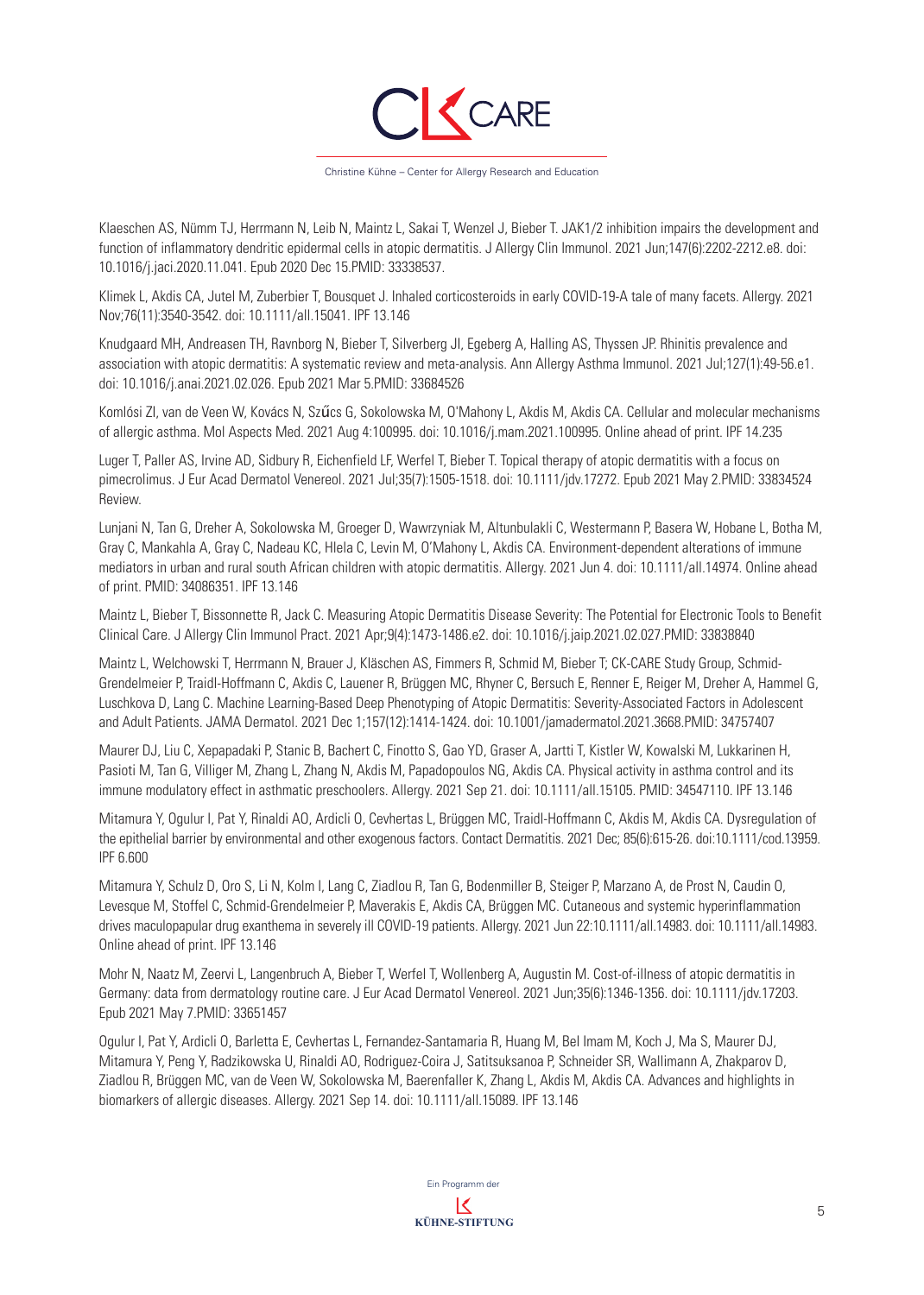Klaeschen AS, Nümm TJ, Herrmann N, Leib N, Maintz L, Sakai T, Wenzel J, Bieber T. JAK1/2 inhibition impairs the development and function of inflammatory dendritic epidermal cells in atopic dermatitis. J Allergy Clin Immunol. 2021 Jun;147(6):2202-2212.e8. doi: 10.1016/j.jaci.2020.11.041. Epub 2020 Dec 15.PMID: 33338537.

Klimek L, Akdis CA, Jutel M, Zuberbier T, Bousquet J. Inhaled corticosteroids in early COVID-19-A tale of many facets. Allergy. 2021 Nov;76(11):3540-3542. doi: 10.1111/all.15041. IPF 13.146

Knudgaard MH, Andreasen TH, Ravnborg N, Bieber T, Silverberg JI, Egeberg A, Halling AS, Thyssen JP. Rhinitis prevalence and association with atopic dermatitis: A systematic review and meta-analysis. Ann Allergy Asthma Immunol. 2021 Jul;127(1):49-56.e1. doi: 10.1016/j.anai.2021.02.026. Epub 2021 Mar 5.PMID: 33684526

Komlósi ZI, van de Veen W, Kovács N, Szűcs G, Sokolowska M, O'Mahony L, Akdis M, Akdis CA. Cellular and molecular mechanisms of allergic asthma. Mol Aspects Med. 2021 Aug 4:100995. doi: 10.1016/j.mam.2021.100995. Online ahead of print. IPF 14.235

Luger T, Paller AS, Irvine AD, Sidbury R, Eichenfield LF, Werfel T, Bieber T. Topical therapy of atopic dermatitis with a focus on pimecrolimus. J Eur Acad Dermatol Venereol. 2021 Jul;35(7):1505-1518. doi: 10.1111/jdv.17272. Epub 2021 May 2.PMID: 33834524 Review.

Lunjani N, Tan G, Dreher A, Sokolowska M, Groeger D, Wawrzyniak M, Altunbulakli C, Westermann P, Basera W, Hobane L, Botha M, Gray C, Mankahla A, Gray C, Nadeau KC, Hlela C, Levin M, O'Mahony L, Akdis CA. Environment-dependent alterations of immune mediators in urban and rural south African children with atopic dermatitis. Allergy. 2021 Jun 4. doi: 10.1111/all.14974. Online ahead of print. PMID: 34086351. IPF 13.146

Maintz L, Bieber T, Bissonnette R, Jack C. Measuring Atopic Dermatitis Disease Severity: The Potential for Electronic Tools to Benefit Clinical Care. J Allergy Clin Immunol Pract. 2021 Apr;9(4):1473-1486.e2. doi: 10.1016/j.jaip.2021.02.027.PMID: 33838840

Maintz L, Welchowski T, Herrmann N, Brauer J, Kläschen AS, Fimmers R, Schmid M, Bieber T; CK-CARE Study Group, Schmid-Grendelmeier P, Traidl-Hoffmann C, Akdis C, Lauener R, Brüggen MC, Rhyner C, Bersuch E, Renner E, Reiger M, Dreher A, Hammel G, Luschkova D, Lang C. Machine Learning-Based Deep Phenotyping of Atopic Dermatitis: Severity-Associated Factors in Adolescent and Adult Patients. JAMA Dermatol. 2021 Dec 1;157(12):1414-1424. doi: 10.1001/jamadermatol.2021.3668.PMID: 34757407

Maurer DJ, Liu C, Xepapadaki P, Stanic B, Bachert C, Finotto S, Gao YD, Graser A, Jartti T, Kistler W, Kowalski M, Lukkarinen H, Pasioti M, Tan G, Villiger M, Zhang L, Zhang N, Akdis M, Papadopoulos NG, Akdis CA. Physical activity in asthma control and its immune modulatory effect in asthmatic preschoolers. Allergy. 2021 Sep 21. doi: 10.1111/all.15105. PMID: 34547110. IPF 13.146

Mitamura Y, Ogulur I, Pat Y, Rinaldi AO, Ardicli O, Cevhertas L, Brüggen MC, Traidl-Hoffmann C, Akdis M, Akdis CA. Dysregulation of the epithelial barrier by environmental and other exogenous factors. Contact Dermatitis. 2021 Dec; 85(6):615-26. doi:10.1111/cod.13959. IPF 6.600

Mitamura Y, Schulz D, Oro S, Li N, Kolm I, Lang C, Ziadlou R, Tan G, Bodenmiller B, Steiger P, Marzano A, de Prost N, Caudin O, Levesque M, Stoffel C, Schmid-Grendelmeier P, Maverakis E, Akdis CA, Brüggen MC. Cutaneous and systemic hyperinflammation drives maculopapular drug exanthema in severely ill COVID-19 patients. Allergy. 2021 Jun 22:10.1111/all.14983. doi: 10.1111/all.14983. Online ahead of print. IPF 13.146

Mohr N, Naatz M, Zeervi L, Langenbruch A, Bieber T, Werfel T, Wollenberg A, Augustin M. Cost-of-illness of atopic dermatitis in Germany: data from dermatology routine care. J Eur Acad Dermatol Venereol. 2021 Jun;35(6):1346-1356. doi: 10.1111/jdv.17203. Epub 2021 May 7.PMID: 33651457

Ogulur I, Pat Y, Ardicli O, Barletta E, Cevhertas L, Fernandez-Santamaria R, Huang M, Bel Imam M, Koch J, Ma S, Maurer DJ, Mitamura Y, Peng Y, Radzikowska U, Rinaldi AO, Rodriguez-Coira J, Satitsuksanoa P, Schneider SR, Wallimann A, Zhakparov D, Ziadlou R, Brüggen MC, van de Veen W, Sokolowska M, Baerenfaller K, Zhang L, Akdis M, Akdis CA. Advances and highlights in biomarkers of allergic diseases. Allergy. 2021 Sep 14. doi: 10.1111/all.15089. IPF 13.146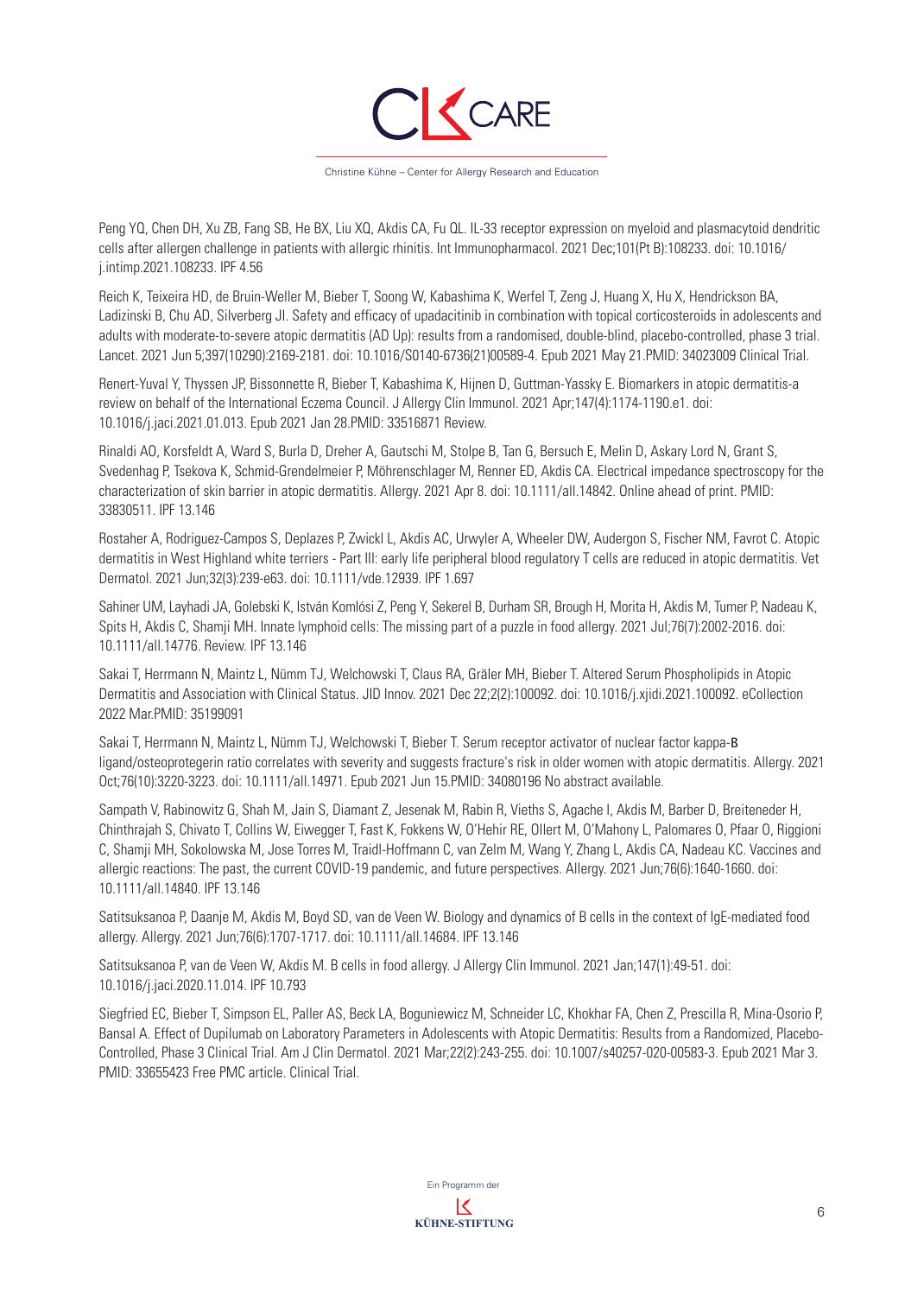Peng YQ, Chen DH, Xu ZB, Fang SB, He BX, Liu XQ, Akdis CA, Fu QL. IL-33 receptor expression on myeloid and plasmacytoid dendritic cells after allergen challenge in patients with allergic rhinitis. Int Immunopharmacol. 2021 Dec;101(Pt B):108233. doi: 10.1016/j.intimp.2021.108233. IPF 4.56

Reich K, Teixeira HD, de Bruin-Weller M, Bieber T, Soong W, Kabashima K, Werfel T, Zeng J, Huang X, Hu X, Hendrickson BA, Ladizinski B, Chu AD, Silverberg JI. Safety and efficacy of upadacitinib in combination with topical corticosteroids in adolescents and adults with moderate-to-severe atopic dermatitis (AD Up): results from a randomised, double-blind, placebo-controlled, phase 3 trial. Lancet. 2021 Jun 5;397(10290):2169-2181. doi: 10.1016/S0140-6736(21)00589-4. Epub 2021 May 21.PMID: 34023009 Clinical Trial.

Renert-Yuval Y, Thyssen JP, Bissonnette R, Bieber T, Kabashima K, Hijnen D, Guttman-Yassky E. Biomarkers in atopic dermatitis-a review on behalf of the International Eczema Council. J Allergy Clin Immunol. 2021 Apr;147(4):1174-1190.e1. doi: 10.1016/j.jaci.2021.01.013. Epub 2021 Jan 28.PMID: 33516871 Review.

Rinaldi AO, Korsfeldt A, Ward S, Burla D, Dreher A, Gautschi M, Stolpe B, Tan G, Bersuch E, Melin D, Askary Lord N, Grant S, Svedenhag P, Tsekova K, Schmid-Grendelmeier P, Möhrenschlager M, Renner ED, Akdis CA. Electrical impedance spectroscopy for the characterization of skin barrier in atopic dermatitis. Allergy. 2021 Apr 8. doi: 10.1111/all.14842. Online ahead of print. PMID: 33830511. IPF 13.146

Rostaher A, Rodriguez-Campos S, Deplazes P, Zwickl L, Akdis AC, Urwyler A, Wheeler DW, Audergon S, Fischer NM, Favrot C. Atopic dermatitis in West Highland white terriers - Part III: early life peripheral blood regulatory T cells are reduced in atopic dermatitis. Vet Dermatol. 2021 Jun;32(3):239-e63. doi: 10.1111/vde.12939. IPF 1.697

Sahiner UM, Layhadi JA, Golebski K, István Komlósi Z, Peng Y, Sekerel B, Durham SR, Brough H, Morita H, Akdis M, Turner P, Nadeau K, Spits H, Akdis C, Shamji MH. Innate lymphoid cells: The missing part of a puzzle in food allergy. 2021 Jul;76(7):2002-2016. doi: 10.1111/all.14776. Review. IPF 13.146

Sakai T, Herrmann N, Maintz L, Nümm TJ, Welchowski T, Claus RA, Gräler MH, Bieber T. Altered Serum Phospholipids in Atopic Dermatitis and Association with Clinical Status. JID Innov. 2021 Dec 22;2(2):100092. doi: 10.1016/j.xjidi.2021.100092. eCollection 2022 Mar.PMID: 35199091

Sakai T, Herrmann N, Maintz L, Nümm TJ, Welchowski T, Bieber T. Serum receptor activator of nuclear factor kappa-B ligand/osteoprotegerin ratio correlates with severity and suggests fracture's risk in older women with atopic dermatitis. Allergy. 2021 Oct;76(10):3220-3223. doi: 10.1111/all.14971. Epub 2021 Jun 15.PMID: 34080196 No abstract available.

Sampath V, Rabinowitz G, Shah M, Jain S, Diamant Z, Jesenak M, Rabin R, Vieths S, Agache I, Akdis M, Barber D, Breiteneder H, Chinthrajah S, Chivato T, Collins W, Eiwegger T, Fast K, Fokkens W, O'Hehir RE, Ollert M, O'Mahony L, Palomares O, Pfaar O, Riggioni C, Shamji MH, Sokolowska M, Jose Torres M, Traidl-Hoffmann C, van Zelm M, Wang Y, Zhang L, Akdis CA, Nadeau KC. Vaccines and allergic reactions: The past, the current COVID-19 pandemic, and future perspectives. Allergy. 2021 Jun;76(6):1640-1660. doi: 10.1111/all.14840. IPF 13.146

Satitsuksanoa P, Daanje M, Akdis M, Boyd SD, van de Veen W. Biology and dynamics of B cells in the context of IgE-mediated food allergy. Allergy. 2021 Jun;76(6):1707-1717. doi: 10.1111/all.14684. IPF 13.146

Satitsuksanoa P, van de Veen W, Akdis M. B cells in food allergy. J Allergy Clin Immunol. 2021 Jan;147(1):49-51. doi: 10.1016/j.jaci.2020.11.014. IPF 10.793

Siegfried EC, Bieber T, Simpson EL, Paller AS, Beck LA, Boguniewicz M, Schneider LC, Khokhar FA, Chen Z, Prescilla R, Mina-Osorio P, Bansal A. Effect of Dupilumab on Laboratory Parameters in Adolescents with Atopic Dermatitis: Results from a Randomized, Placebo-Controlled, Phase 3 Clinical Trial. Am J Clin Dermatol. 2021 Mar;22(2):243-255. doi: 10.1007/s40257-020-00583-3. Epub 2021 Mar 3. PMID: 33655423 Free PMC article. Clinical Trial.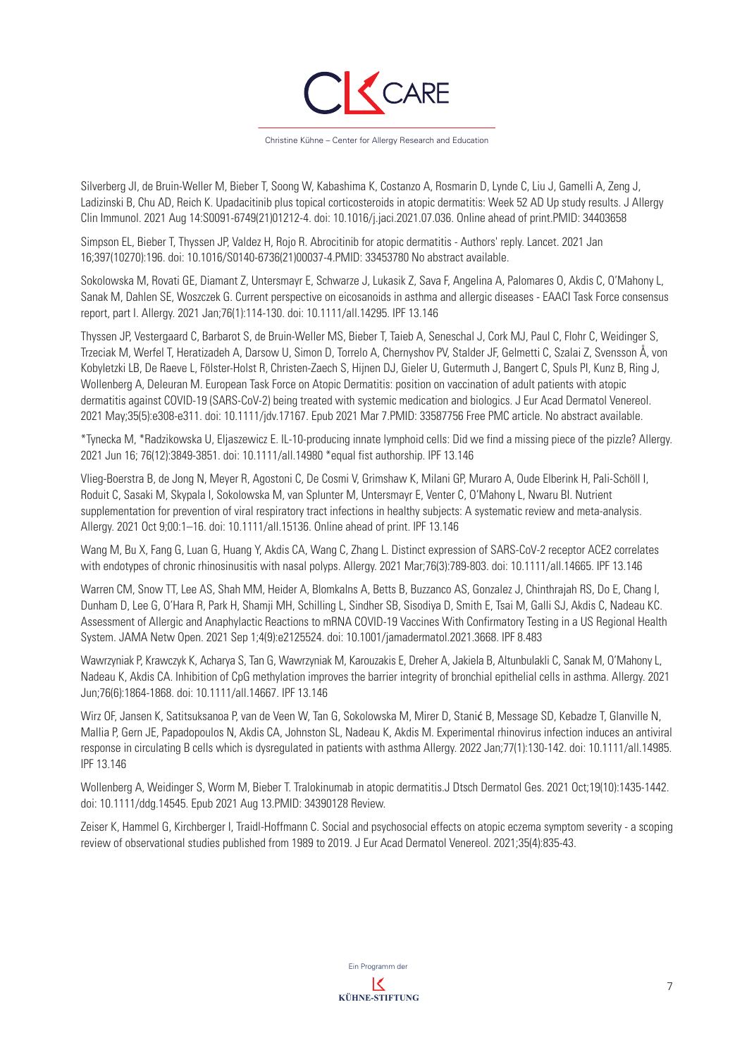Silverberg JI, de Bruin-Weller M, Bieber T, Soong W, Kabashima K, Costanzo A, Rosmarin D, Lynde C, Liu J, Gamelli A, Zeng J, Ladizinski B, Chu AD, Reich K. Upadacitinib plus topical corticosteroids in atopic dermatitis: Week 52 AD Up study results. J Allergy Clin Immunol. 2021 Aug 14:S0091-6749(21)01212-4. doi: 10.1016/j.jaci.2021.07.036. Online ahead of print.PMID: 34403658

Simpson EL, Bieber T, Thyssen JP, Valdez H, Rojo R. Abrocitinib for atopic dermatitis - Authors' reply. Lancet. 2021 Jan 16;397(10270):196. doi: 10.1016/S0140-6736(21)00037-4.PMID: 33453780 No abstract available.

Sokolowska M, Rovati GE, Diamant Z, Untersmayr E, Schwarze J, Lukasik Z, Sava F, Angelina A, Palomares O, Akdis C, O'Mahony L, Sanak M, Dahlen SE, Woszczek G. Current perspective on eicosanoids in asthma and allergic diseases - EAACI Task Force consensus report, part I. Allergy. 2021 Jan;76(1):114-130. doi: 10.1111/all.14295. IPF 13.146

Thyssen JP, Vestergaard C, Barbarot S, de Bruin-Weller MS, Bieber T, Taieb A, Seneschal J, Cork MJ, Paul C, Flohr C, Weidinger S, Trzeciak M, Werfel T, Heratizadeh A, Darsow U, Simon D, Torrelo A, Chernyshov PV, Stalder JF, Gelmetti C, Szalai Z, Svensson Å, von Kobyletzki LB, De Raeve L, Fölster-Holst R, Christen-Zaech S, Hijnen DJ, Gieler U, Gutermuth J, Bangert C, Spuls PI, Kunz B, Ring J, Wollenberg A, Deleuran M. European Task Force on Atopic Dermatitis: position on vaccination of adult patients with atopic dermatitis against COVID-19 (SARS-CoV-2) being treated with systemic medication and biologics. J Eur Acad Dermatol Venereol. 2021 May;35(5):e308-e311. doi: 10.1111/jdv.17167. Epub 2021 Mar 7.PMID: 33587756 Free PMC article. No abstract available.

*Tynecka M, *Radzikowska U, Eljaszewicz E. IL-10-producing innate lymphoid cells: Did we find a missing piece of the pizzle? Allergy. 2021 Jun 16; 76(12):3849-3851. doi: 10.1111/all.14980 *equal fist authorship. IPF 13.146

Vlieg-Boerstra B, de Jong N, Meyer R, Agostoni C, De Cosmi V, Grimshaw K, Milani GP, Muraro A, Oude Elberink H, Pali-Schöll I, Roduit C, Sasaki M, Skypala I, Sokolowska M, van Splunter M, Untersmayr E, Venter C, O'Mahony L, Nwaru BI. Nutrient supplementation for prevention of viral respiratory tract infections in healthy subjects: A systematic review and meta-analysis. Allergy. 2021 Oct 9;00:1–16. doi: 10.1111/all.15136. Online ahead of print. IPF 13.146

Wang M, Bu X, Fang G, Luan G, Huang Y, Akdis CA, Wang C, Zhang L. Distinct expression of SARS-CoV-2 receptor ACE2 correlates with endotypes of chronic rhinosinusitis with nasal polyps. Allergy. 2021 Mar;76(3):789-803. doi: 10.1111/all.14665. IPF 13.146

Warren CM, Snow TT, Lee AS, Shah MM, Heider A, Blomkalns A, Betts B, Buzzanco AS, Gonzalez J, Chinthrajah RS, Do E, Chang I, Dunham D, Lee G, O'Hara R, Park H, Shamji MH, Schilling L, Sindher SB, Sisodiya D, Smith E, Tsai M, Galli SJ, Akdis C, Nadeau KC. Assessment of Allergic and Anaphylactic Reactions to mRNA COVID-19 Vaccines With Confirmatory Testing in a US Regional Health System. JAMA Netw Open. 2021 Sep 1;4(9):e2125524. doi: 10.1001/jamadermatol.2021.3668. IPF 8.483

Wawrzyniak P, Krawczyk K, Acharya S, Tan G, Wawrzyniak M, Karouzakis E, Dreher A, Jakiela B, Altunbulakli C, Sanak M, O'Mahony L, Nadeau K, Akdis CA. Inhibition of CpG methylation improves the barrier integrity of bronchial epithelial cells in asthma. Allergy. 2021 Jun;76(6):1864-1868. doi: 10.1111/all.14667. IPF 13.146

Wirz OF, Jansen K, Satitsuksanoa P, van de Veen W, Tan G, Sokolowska M, Mirer D, Stanić B, Message SD, Kebadze T, Glanville N, Mallia P, Gern JE, Papadopoulos N, Akdis CA, Johnston SL, Nadeau K, Akdis M. Experimental rhinovirus infection induces an antiviral response in circulating B cells which is dysregulated in patients with asthma Allergy. 2022 Jan;77(1):130-142. doi: 10.1111/all.14985. IPF 13.146

Wollenberg A, Weidinger S, Worm M, Bieber T. Tralokinumab in atopic dermatitis.J Dtsch Dermatol Ges. 2021 Oct;19(10):1435-1442. doi: 10.1111/ddg.14545. Epub 2021 Aug 13.PMID: 34390128 Review.

Zeiser K, Hammel G, Kirchberger I, Traidl-Hoffmann C. Social and psychosocial effects on atopic eczema symptom severity - a scoping review of observational studies published from 1989 to 2019. J Eur Acad Dermatol Venereol. 2021;35(4):835-43.